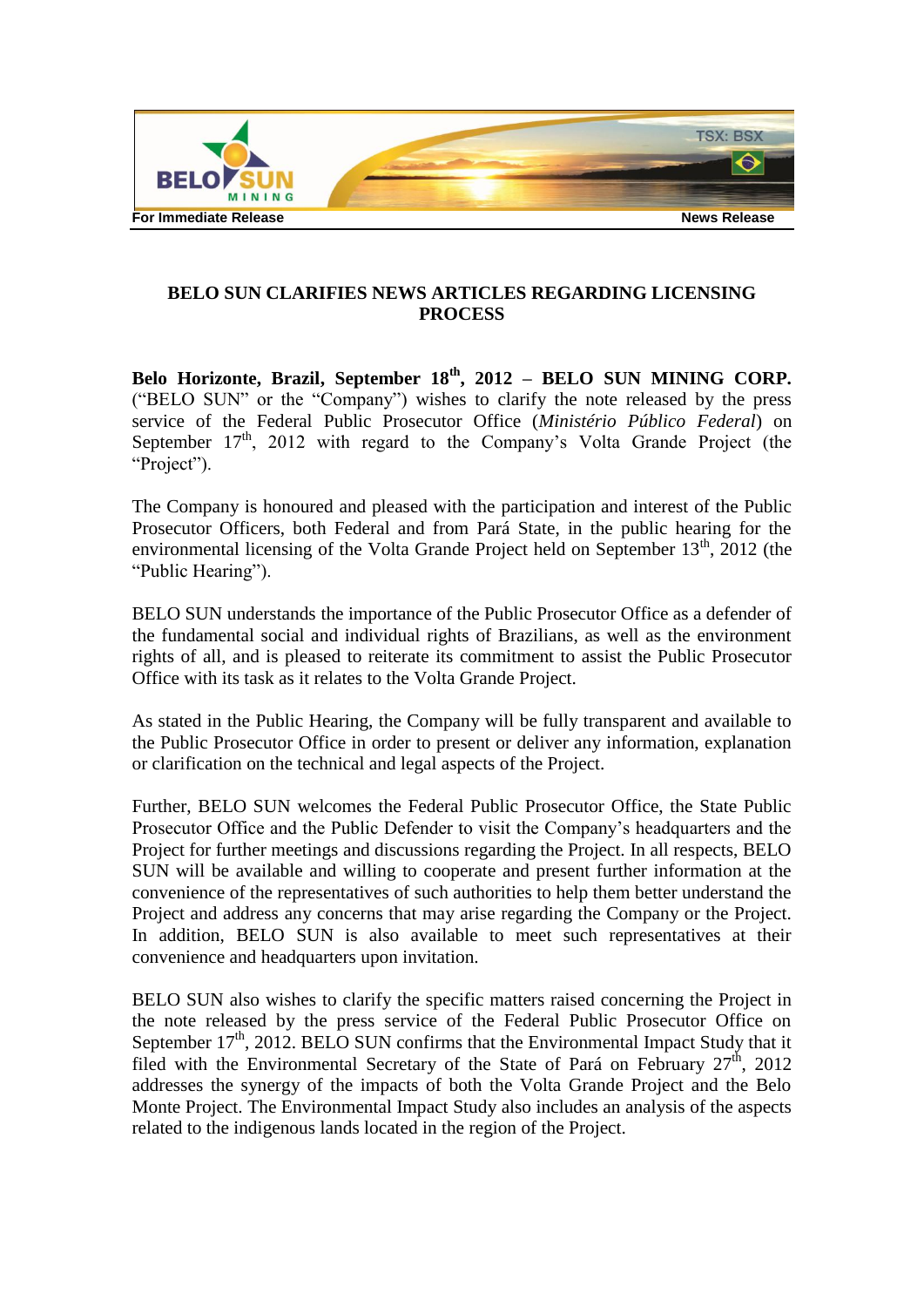For Immediate Release News Release

# BELO SUN CLARIFIES NEWS ARTICLES REGARDING LICENSING PROCESS

**Belo Horizonte, Brazil, September 18th, 2012 – BELO SUN MINING CORP.** ("BELO SUN" or the "Company") wishes to clarify the note released by the press service of the Federal Public Prosecutor Office (*Ministério Público Federal*) on September 17th, 2012 with regard to the Company's Volta Grande Project (the "Project").

The Company is honoured and pleased with the participation and interest of the Public Prosecutor Officers, both Federal and from Pará State, in the public hearing for the environmental licensing of the Volta Grande Project held on September 13th, 2012 (the "Public Hearing").

BELO SUN understands the importance of the Public Prosecutor Office as a defender of the fundamental social and individual rights of Brazilians, as well as the environment rights of all, and is pleased to reiterate its commitment to assist the Public Prosecutor Office with its task as it relates to the Volta Grande Project.

As stated in the Public Hearing, the Company will be fully transparent and available to the Public Prosecutor Office in order to present or deliver any information, explanation or clarification on the technical and legal aspects of the Project.

Further, BELO SUN welcomes the Federal Public Prosecutor Office, the State Public Prosecutor Office and the Public Defender to visit the Company's headquarters and the Project for further meetings and discussions regarding the Project. In all respects, BELO SUN will be available and willing to cooperate and present further information at the convenience of the representatives of such authorities to help them better understand the Project and address any concerns that may arise regarding the Company or the Project. In addition, BELO SUN is also available to meet such representatives at their convenience and headquarters upon invitation.

BELO SUN also wishes to clarify the specific matters raised concerning the Project in the note released by the press service of the Federal Public Prosecutor Office on September 17th, 2012. BELO SUN confirms that the Environmental Impact Study that it filed with the Environmental Secretary of the State of Pará on February 27th, 2012 addresses the synergy of the impacts of both the Volta Grande Project and the Belo Monte Project. The Environmental Impact Study also includes an analysis of the aspects related to the indigenous lands located in the region of the Project.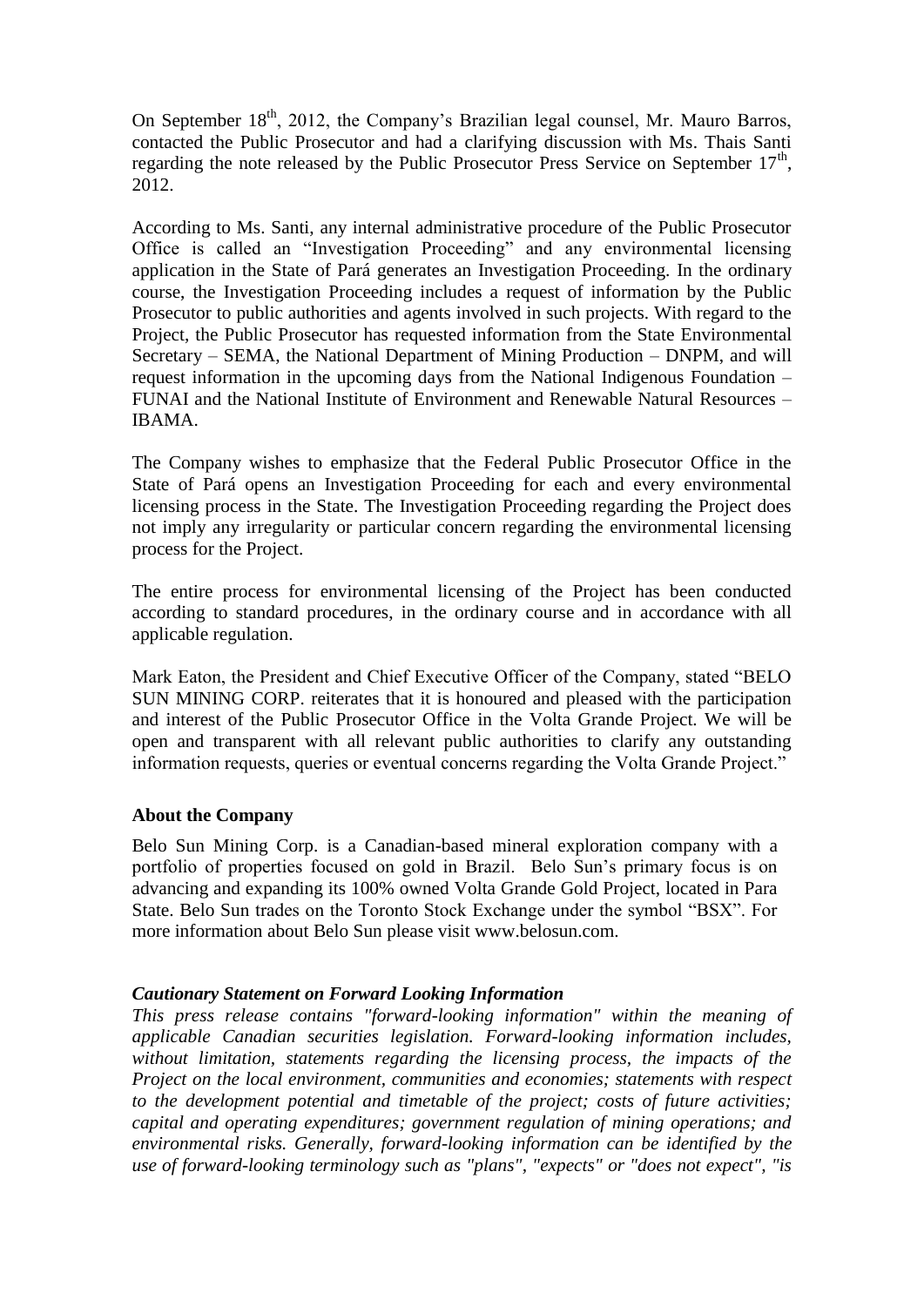On September 18th, 2012, the Company's Brazilian legal counsel, Mr. Mauro Barros, contacted the Public Prosecutor and had a clarifying discussion with Ms. Thais Santi regarding the note released by the Public Prosecutor Press Service on September 17th, 2012.

According to Ms. Santi, any internal administrative procedure of the Public Prosecutor Office is called an "Investigation Proceeding" and any environmental licensing application in the State of Pará generates an Investigation Proceeding. In the ordinary course, the Investigation Proceeding includes a request of information by the Public Prosecutor to public authorities and agents involved in such projects. With regard to the Project, the Public Prosecutor has requested information from the State Environmental Secretary – SEMA, the National Department of Mining Production – DNPM, and will request information in the upcoming days from the National Indigenous Foundation – FUNAI and the National Institute of Environment and Renewable Natural Resources – IBAMA.

The Company wishes to emphasize that the Federal Public Prosecutor Office in the State of Pará opens an Investigation Proceeding for each and every environmental licensing process in the State. The Investigation Proceeding regarding the Project does not imply any irregularity or particular concern regarding the environmental licensing process for the Project.

The entire process for environmental licensing of the Project has been conducted according to standard procedures, in the ordinary course and in accordance with all applicable regulation.

Mark Eaton, the President and Chief Executive Officer of the Company, stated "BELO SUN MINING CORP. reiterates that it is honoured and pleased with the participation and interest of the Public Prosecutor Office in the Volta Grande Project. We will be open and transparent with all relevant public authorities to clarify any outstanding information requests, queries or eventual concerns regarding the Volta Grande Project."

**About the Company**

Belo Sun Mining Corp. is a Canadian-based mineral exploration company with a portfolio of properties focused on gold in Brazil. Belo Sun's primary focus is on advancing and expanding its 100% owned Volta Grande Gold Project, located in Para State. Belo Sun trades on the Toronto Stock Exchange under the symbol "BSX". For more information about Belo Sun please visit www.belosun.com.

***Cautionary Statement on Forward Looking Information***

*This press release contains "forward-looking information" within the meaning of applicable Canadian securities legislation. Forward-looking information includes, without limitation, statements regarding the licensing process, the impacts of the Project on the local environment, communities and economies; statements with respect to the development potential and timetable of the project; costs of future activities; capital and operating expenditures; government regulation of mining operations; and environmental risks. Generally, forward-looking information can be identified by the use of forward-looking terminology such as "plans", "expects" or "does not expect", "is*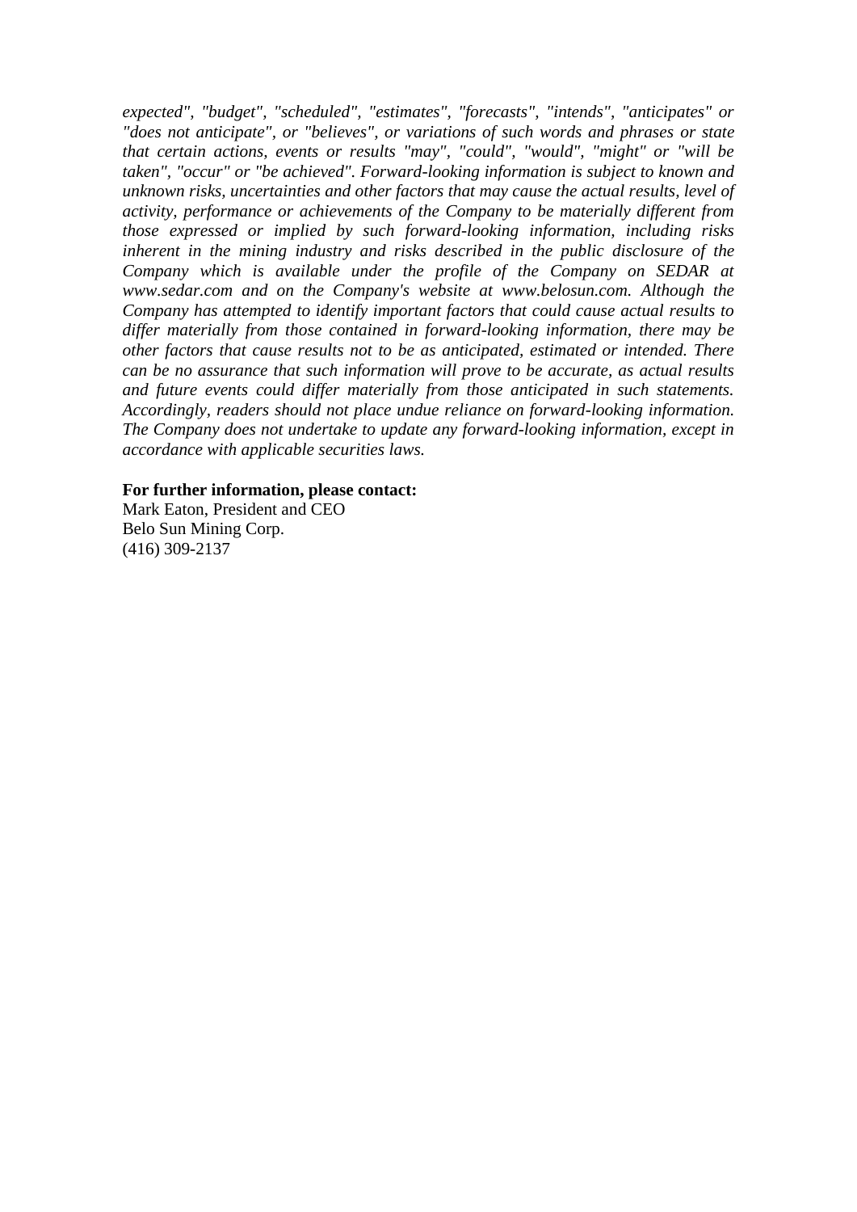*expected", "budget", "scheduled", "estimates", "forecasts", "intends", "anticipates" or "does not anticipate", or "believes", or variations of such words and phrases or state that certain actions, events or results "may", "could", "would", "might" or "will be taken", "occur" or "be achieved". Forward-looking information is subject to known and unknown risks, uncertainties and other factors that may cause the actual results, level of activity, performance or achievements of the Company to be materially different from those expressed or implied by such forward-looking information, including risks inherent in the mining industry and risks described in the public disclosure of the Company which is available under the profile of the Company on SEDAR at www.sedar.com and on the Company's website at www.belosun.com. Although the Company has attempted to identify important factors that could cause actual results to differ materially from those contained in forward-looking information, there may be other factors that cause results not to be as anticipated, estimated or intended. There can be no assurance that such information will prove to be accurate, as actual results and future events could differ materially from those anticipated in such statements. Accordingly, readers should not place undue reliance on forward-looking information. The Company does not undertake to update any forward-looking information, except in accordance with applicable securities laws.*

**For further information, please contact:**
Mark Eaton, President and CEO
Belo Sun Mining Corp.
(416) 309-2137